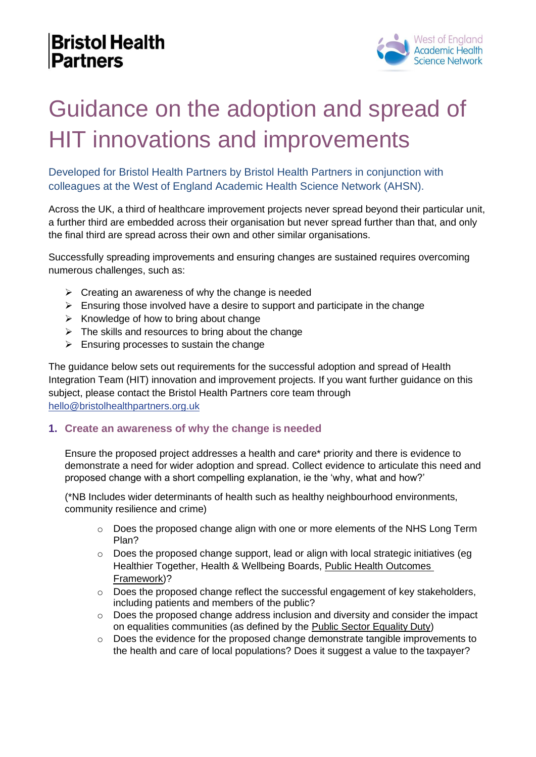Bristol Health Partners

West of England Academic Health Science Network

# Guidance on the adoption and spread of HIT innovations and improvements

Developed for Bristol Health Partners by Bristol Health Partners in conjunction with colleagues at the West of England Academic Health Science Network (AHSN).

Across the UK, a third of healthcare improvement projects never spread beyond their particular unit, a further third are embedded across their organisation but never spread further than that, and only the final third are spread across their own and other similar organisations.

Successfully spreading improvements and ensuring changes are sustained requires overcoming numerous challenges, such as:

- Creating an awareness of why the change is needed
- Ensuring those involved have a desire to support and participate in the change
- Knowledge of how to bring about change
- The skills and resources to bring about the change
- Ensuring processes to sustain the change

The guidance below sets out requirements for the successful adoption and spread of Health Integration Team (HIT) innovation and improvement projects. If you want further guidance on this subject, please contact the Bristol Health Partners core team through hello@bristolhealthpartners.org.uk

## 1. Create an awareness of why the change is needed

Ensure the proposed project addresses a health and care* priority and there is evidence to demonstrate a need for wider adoption and spread. Collect evidence to articulate this need and proposed change with a short compelling explanation, ie the 'why, what and how?'

(*NB Includes wider determinants of health such as healthy neighbourhood environments, community resilience and crime)

- Does the proposed change align with one or more elements of the NHS Long Term Plan?
- Does the proposed change support, lead or align with local strategic initiatives (eg Healthier Together, Health & Wellbeing Boards, Public Health Outcomes Framework)?
- Does the proposed change reflect the successful engagement of key stakeholders, including patients and members of the public?
- Does the proposed change address inclusion and diversity and consider the impact on equalities communities (as defined by the Public Sector Equality Duty)
- Does the evidence for the proposed change demonstrate tangible improvements to the health and care of local populations? Does it suggest a value to the taxpayer?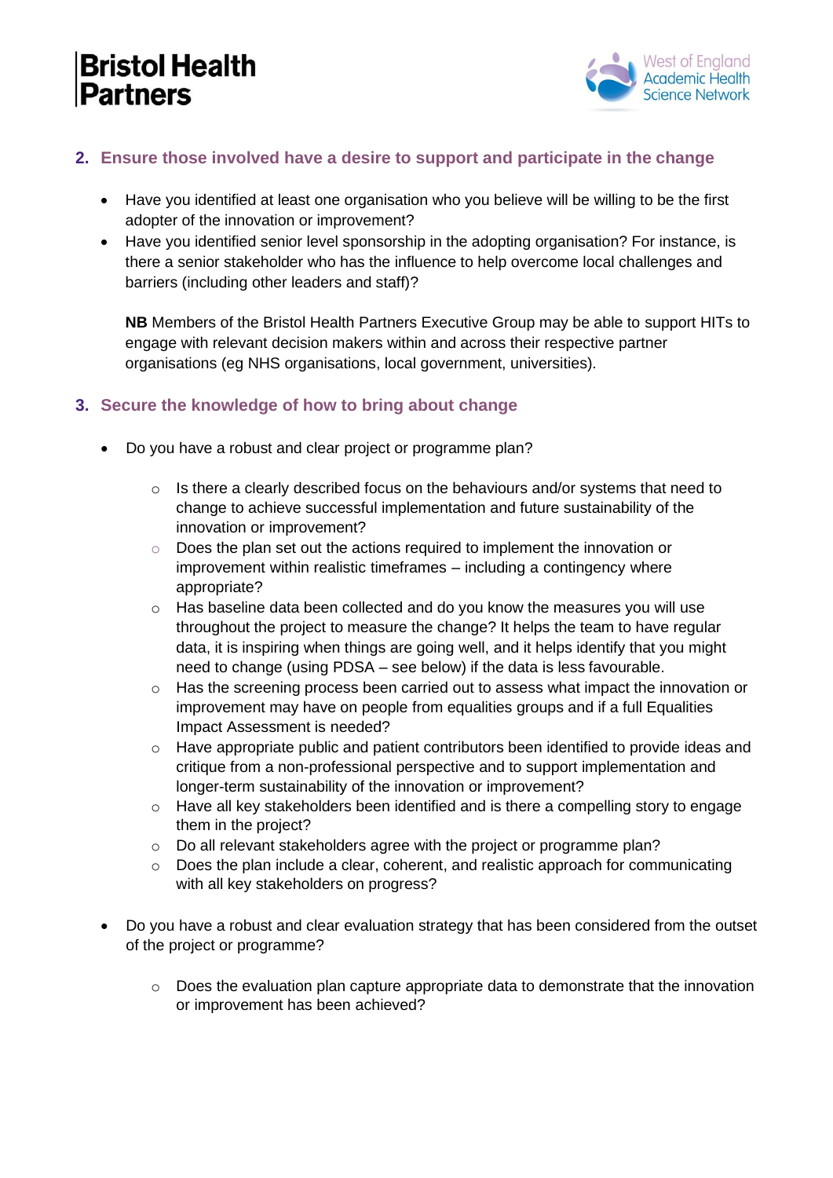## 2. Ensure those involved have a desire to support and participate in the change

- Have you identified at least one organisation who you believe will be willing to be the first adopter of the innovation or improvement?
- Have you identified senior level sponsorship in the adopting organisation? For instance, is there a senior stakeholder who has the influence to help overcome local challenges and barriers (including other leaders and staff)?

  **NB** Members of the Bristol Health Partners Executive Group may be able to support HITs to engage with relevant decision makers within and across their respective partner organisations (eg NHS organisations, local government, universities).

## 3. Secure the knowledge of how to bring about change

- Do you have a robust and clear project or programme plan?
  - Is there a clearly described focus on the behaviours and/or systems that need to change to achieve successful implementation and future sustainability of the innovation or improvement?
  - Does the plan set out the actions required to implement the innovation or improvement within realistic timeframes – including a contingency where appropriate?
  - Has baseline data been collected and do you know the measures you will use throughout the project to measure the change? It helps the team to have regular data, it is inspiring when things are going well, and it helps identify that you might need to change (using PDSA – see below) if the data is less favourable.
  - Has the screening process been carried out to assess what impact the innovation or improvement may have on people from equalities groups and if a full Equalities Impact Assessment is needed?
  - Have appropriate public and patient contributors been identified to provide ideas and critique from a non-professional perspective and to support implementation and longer-term sustainability of the innovation or improvement?
  - Have all key stakeholders been identified and is there a compelling story to engage them in the project?
  - Do all relevant stakeholders agree with the project or programme plan?
  - Does the plan include a clear, coherent, and realistic approach for communicating with all key stakeholders on progress?

- Do you have a robust and clear evaluation strategy that has been considered from the outset of the project or programme?
  - Does the evaluation plan capture appropriate data to demonstrate that the innovation or improvement has been achieved?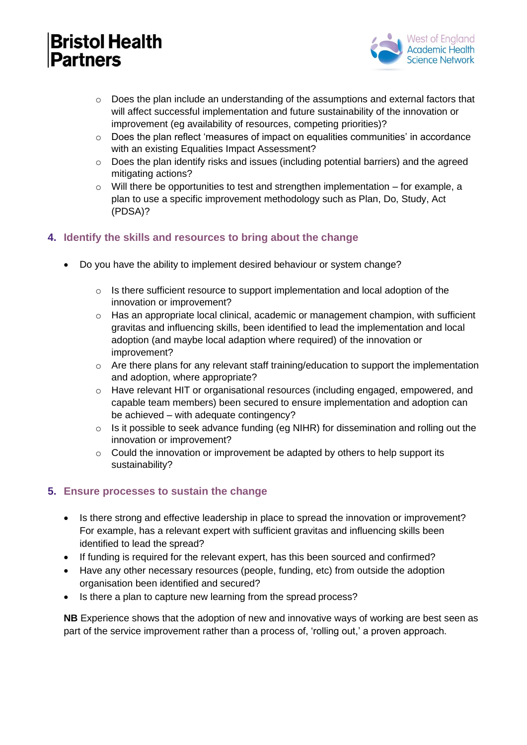- Does the plan include an understanding of the assumptions and external factors that will affect successful implementation and future sustainability of the innovation or improvement (eg availability of resources, competing priorities)?
  - Does the plan reflect 'measures of impact on equalities communities' in accordance with an existing Equalities Impact Assessment?
  - Does the plan identify risks and issues (including potential barriers) and the agreed mitigating actions?
  - Will there be opportunities to test and strengthen implementation – for example, a plan to use a specific improvement methodology such as Plan, Do, Study, Act (PDSA)?

## 4. Identify the skills and resources to bring about the change

- Do you have the ability to implement desired behaviour or system change?
  - Is there sufficient resource to support implementation and local adoption of the innovation or improvement?
  - Has an appropriate local clinical, academic or management champion, with sufficient gravitas and influencing skills, been identified to lead the implementation and local adoption (and maybe local adaption where required) of the innovation or improvement?
  - Are there plans for any relevant staff training/education to support the implementation and adoption, where appropriate?
  - Have relevant HIT or organisational resources (including engaged, empowered, and capable team members) been secured to ensure implementation and adoption can be achieved – with adequate contingency?
  - Is it possible to seek advance funding (eg NIHR) for dissemination and rolling out the innovation or improvement?
  - Could the innovation or improvement be adapted by others to help support its sustainability?

## 5. Ensure processes to sustain the change

- Is there strong and effective leadership in place to spread the innovation or improvement? For example, has a relevant expert with sufficient gravitas and influencing skills been identified to lead the spread?
- If funding is required for the relevant expert, has this been sourced and confirmed?
- Have any other necessary resources (people, funding, etc) from outside the adoption organisation been identified and secured?
- Is there a plan to capture new learning from the spread process?

**NB** Experience shows that the adoption of new and innovative ways of working are best seen as part of the service improvement rather than a process of, 'rolling out,' a proven approach.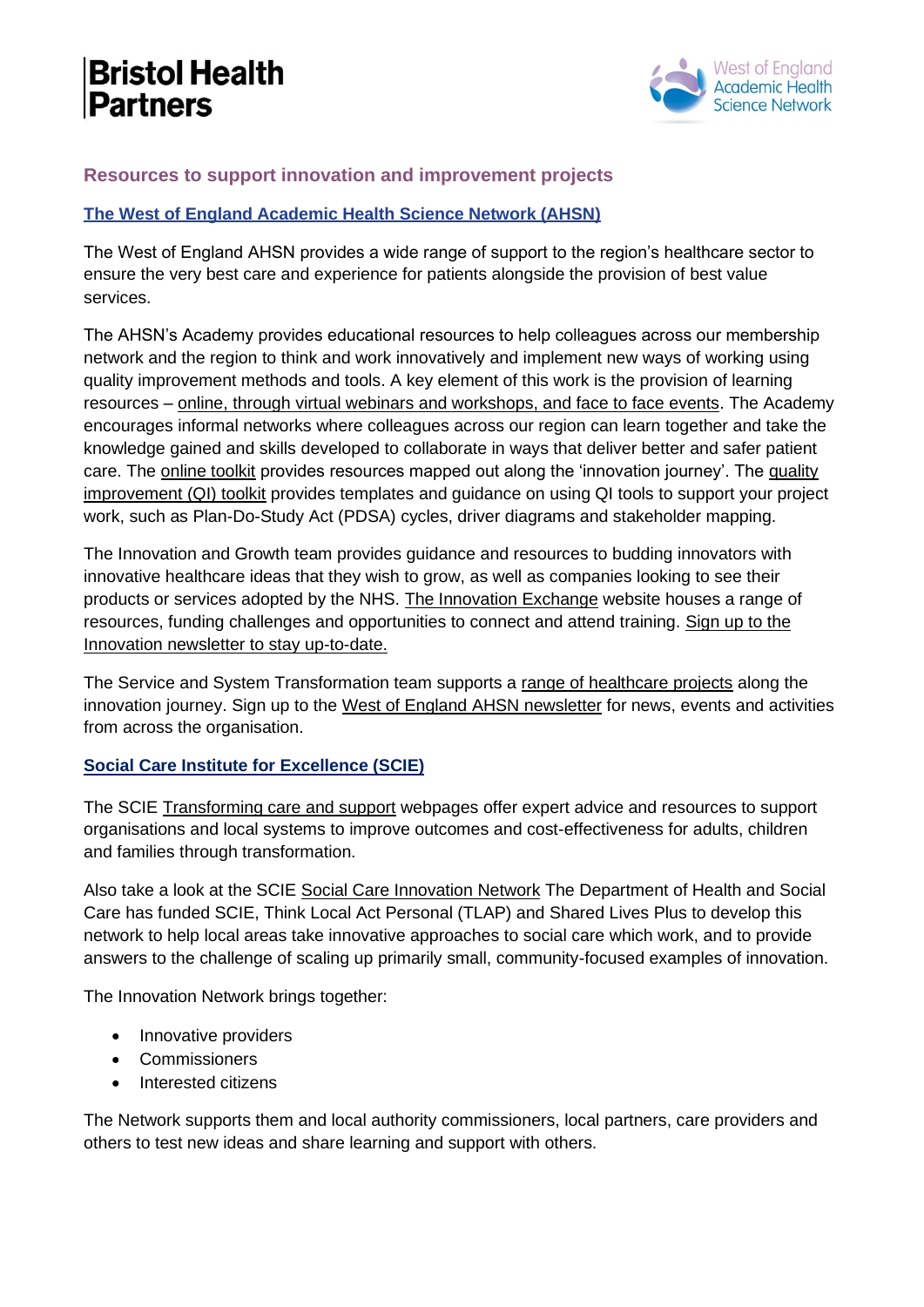## Resources to support innovation and improvement projects

### The West of England Academic Health Science Network (AHSN)

The West of England AHSN provides a wide range of support to the region's healthcare sector to ensure the very best care and experience for patients alongside the provision of best value services.

The AHSN's Academy provides educational resources to help colleagues across our membership network and the region to think and work innovatively and implement new ways of working using quality improvement methods and tools. A key element of this work is the provision of learning resources – online, through virtual webinars and workshops, and face to face events. The Academy encourages informal networks where colleagues across our region can learn together and take the knowledge gained and skills developed to collaborate in ways that deliver better and safer patient care. The online toolkit provides resources mapped out along the 'innovation journey'. The quality improvement (QI) toolkit provides templates and guidance on using QI tools to support your project work, such as Plan-Do-Study Act (PDSA) cycles, driver diagrams and stakeholder mapping.

The Innovation and Growth team provides guidance and resources to budding innovators with innovative healthcare ideas that they wish to grow, as well as companies looking to see their products or services adopted by the NHS. The Innovation Exchange website houses a range of resources, funding challenges and opportunities to connect and attend training. Sign up to the Innovation newsletter to stay up-to-date.

The Service and System Transformation team supports a range of healthcare projects along the innovation journey. Sign up to the West of England AHSN newsletter for news, events and activities from across the organisation.

### Social Care Institute for Excellence (SCIE)

The SCIE Transforming care and support webpages offer expert advice and resources to support organisations and local systems to improve outcomes and cost-effectiveness for adults, children and families through transformation.

Also take a look at the SCIE Social Care Innovation Network The Department of Health and Social Care has funded SCIE, Think Local Act Personal (TLAP) and Shared Lives Plus to develop this network to help local areas take innovative approaches to social care which work, and to provide answers to the challenge of scaling up primarily small, community-focused examples of innovation.

The Innovation Network brings together:

- Innovative providers
- Commissioners
- Interested citizens

The Network supports them and local authority commissioners, local partners, care providers and others to test new ideas and share learning and support with others.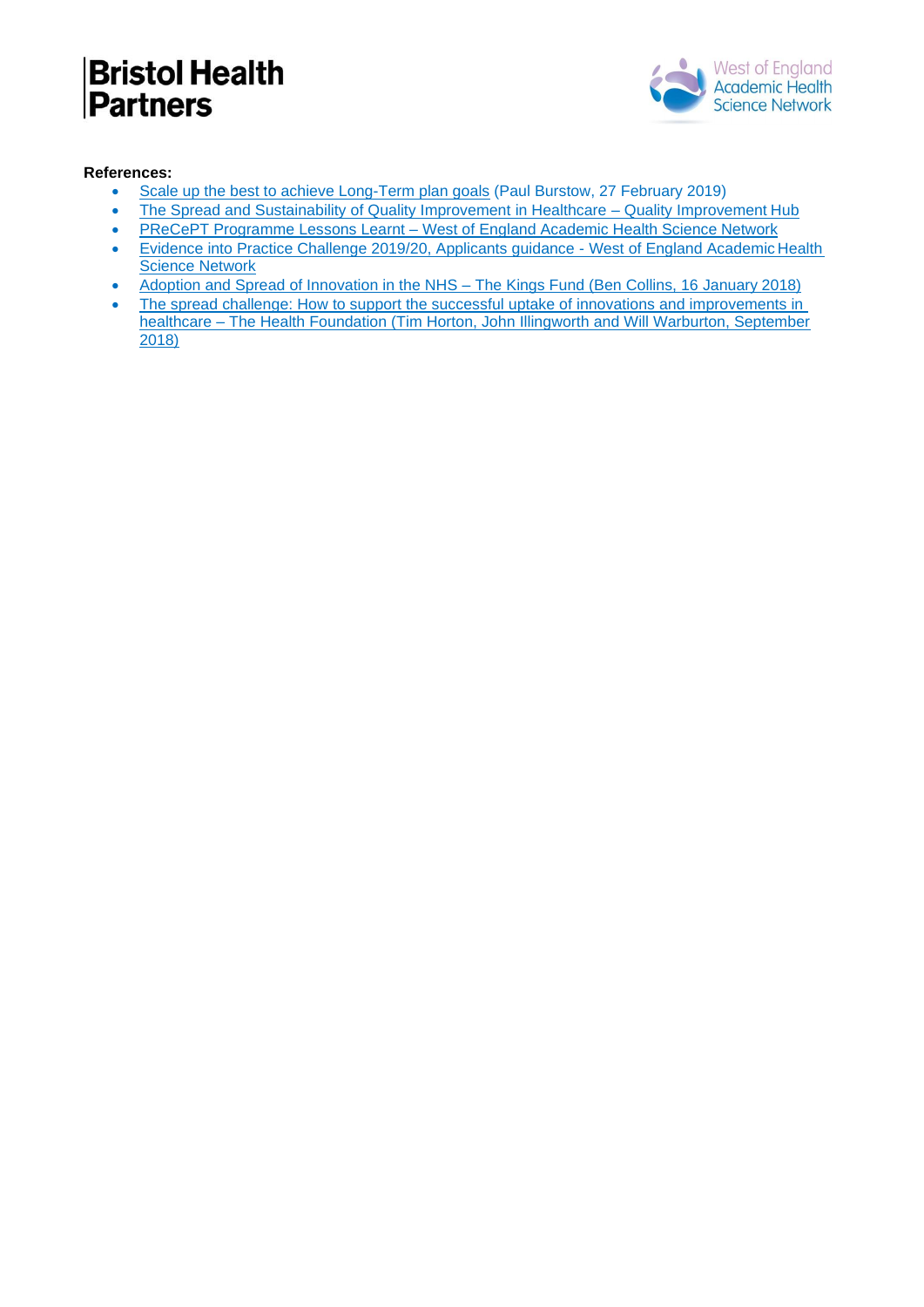**References:**

- Scale up the best to achieve Long-Term plan goals (Paul Burstow, 27 February 2019)
- The Spread and Sustainability of Quality Improvement in Healthcare – Quality Improvement Hub
- PReCePT Programme Lessons Learnt – West of England Academic Health Science Network
- Evidence into Practice Challenge 2019/20, Applicants guidance - West of England Academic Health Science Network
- Adoption and Spread of Innovation in the NHS – The Kings Fund (Ben Collins, 16 January 2018)
- The spread challenge: How to support the successful uptake of innovations and improvements in healthcare – The Health Foundation (Tim Horton, John Illingworth and Will Warburton, September 2018)